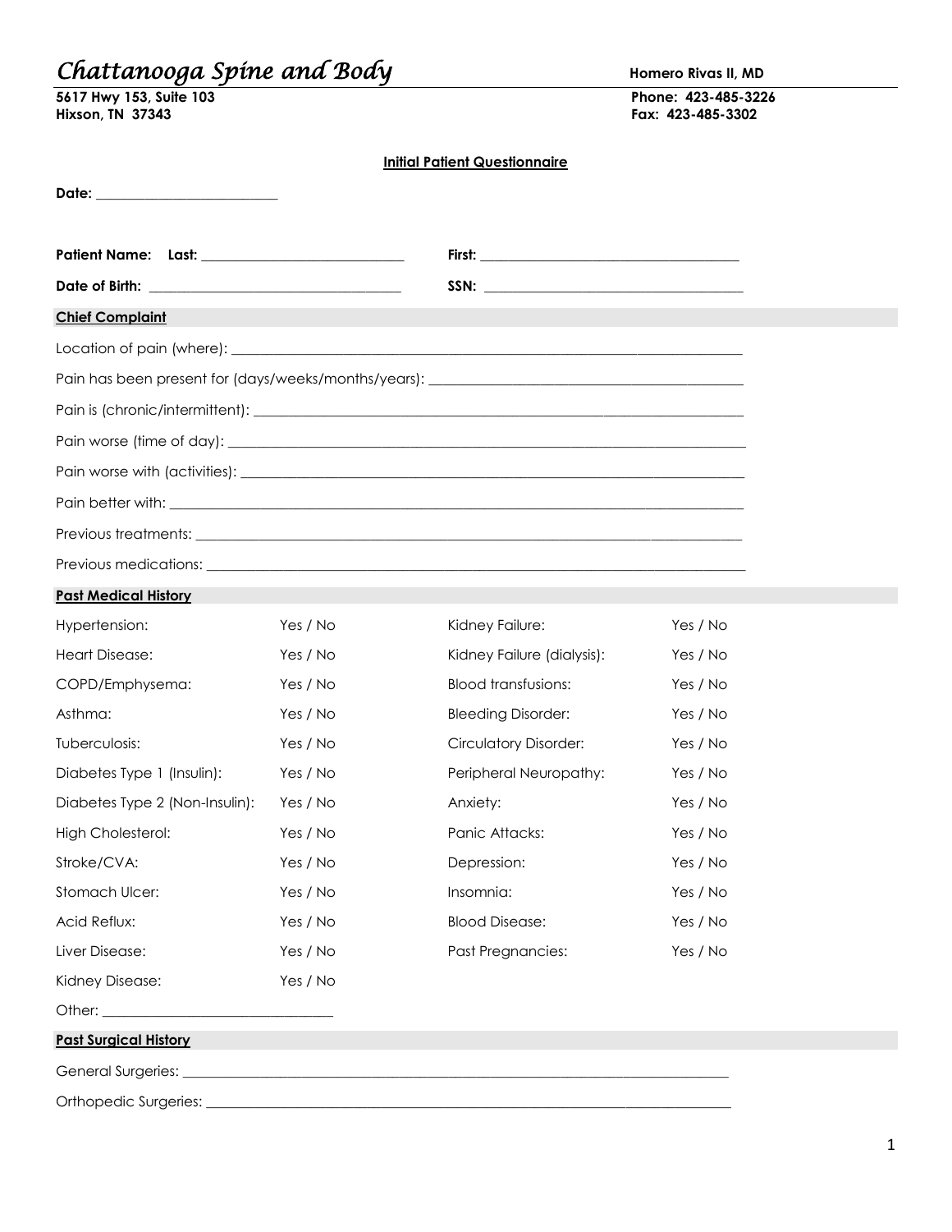# *Chattanooga Spine and Body*

**Homero Rivas II, MD**

**5617 Hwy 153, Suite 103**
**Hixson, TN 37343**

**Phone: 423-485-3226**
**Fax: 423-485-3302**

## Initial Patient Questionnaire

**Date:** ___________________________

**Patient Name: Last:** ______________________________ **First:** ______________________________

**Date of Birth:** ______________________________ **SSN:** ______________________________

### Chief Complaint

Location of pain (where): ______________________________

Pain has been present for (days/weeks/months/years): ______________________________

Pain is (chronic/intermittent): ______________________________

Pain worse (time of day): ______________________________

Pain worse with (activities): ______________________________

Pain better with: ______________________________

Previous treatments: ______________________________

Previous medications: ______________________________

### Past Medical History

| | | | |
|---|---|---|---|
| Hypertension: | Yes / No | Kidney Failure: | Yes / No |
| Heart Disease: | Yes / No | Kidney Failure (dialysis): | Yes / No |
| COPD/Emphysema: | Yes / No | Blood transfusions: | Yes / No |
| Asthma: | Yes / No | Bleeding Disorder: | Yes / No |
| Tuberculosis: | Yes / No | Circulatory Disorder: | Yes / No |
| Diabetes Type 1 (Insulin): | Yes / No | Peripheral Neuropathy: | Yes / No |
| Diabetes Type 2 (Non-Insulin): | Yes / No | Anxiety: | Yes / No |
| High Cholesterol: | Yes / No | Panic Attacks: | Yes / No |
| Stroke/CVA: | Yes / No | Depression: | Yes / No |
| Stomach Ulcer: | Yes / No | Insomnia: | Yes / No |
| Acid Reflux: | Yes / No | Blood Disease: | Yes / No |
| Liver Disease: | Yes / No | Past Pregnancies: | Yes / No |
| Kidney Disease: | Yes / No | | |

Other: ______________________________

### Past Surgical History

General Surgeries: ______________________________

Orthopedic Surgeries: ______________________________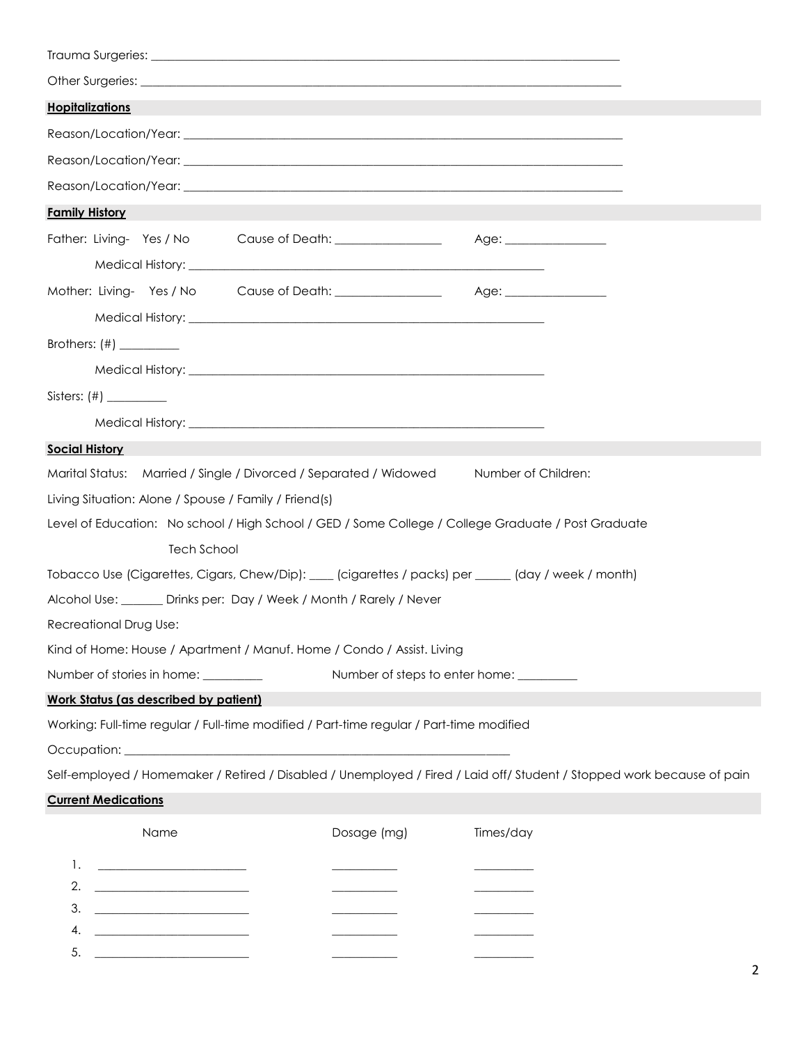Trauma Surgeries: ____________________________________________________________________________

Other Surgeries: ____________________________________________________________________________

**Hopitalizations**

Reason/Location/Year: ______________________________________________________________________

Reason/Location/Year: ______________________________________________________________________

Reason/Location/Year: ______________________________________________________________________

**Family History**

Father: Living- Yes / No Cause of Death: _________________ Age: ________________

Medical History: ____________________________________________________________

Mother: Living- Yes / No Cause of Death: _________________ Age: ________________

Medical History: ____________________________________________________________

Brothers: (#) __________

Medical History: ____________________________________________________________

Sisters: (#) __________

Medical History: ____________________________________________________________

**Social History**

Marital Status: Married / Single / Divorced / Separated / Widowed Number of Children:

Living Situation: Alone / Spouse / Family / Friend(s)

Level of Education: No school / High School / GED / Some College / College Graduate / Post Graduate

Tech School

Tobacco Use (Cigarettes, Cigars, Chew/Dip): ____ (cigarettes / packs) per ______ (day / week / month)

Alcohol Use: _______ Drinks per: Day / Week / Month / Rarely / Never

Recreational Drug Use:

Kind of Home: House / Apartment / Manuf. Home / Condo / Assist. Living

Number of stories in home: __________ Number of steps to enter home: __________

**Work Status (as described by patient)**

Working: Full-time regular / Full-time modified / Part-time regular / Part-time modified

Occupation: _________________________________________________________________

Self-employed / Homemaker / Retired / Disabled / Unemployed / Fired / Laid off/ Student / Stopped work because of pain

**Current Medications**

| | Name | Dosage (mg) | Times/day |
|---|---|---|---|
| 1. | ________________________ | ___________ | __________ |
| 2. | ________________________ | ___________ | __________ |
| 3. | ________________________ | ___________ | __________ |
| 4. | ________________________ | ___________ | __________ |
| 5. | ________________________ | ___________ | __________ |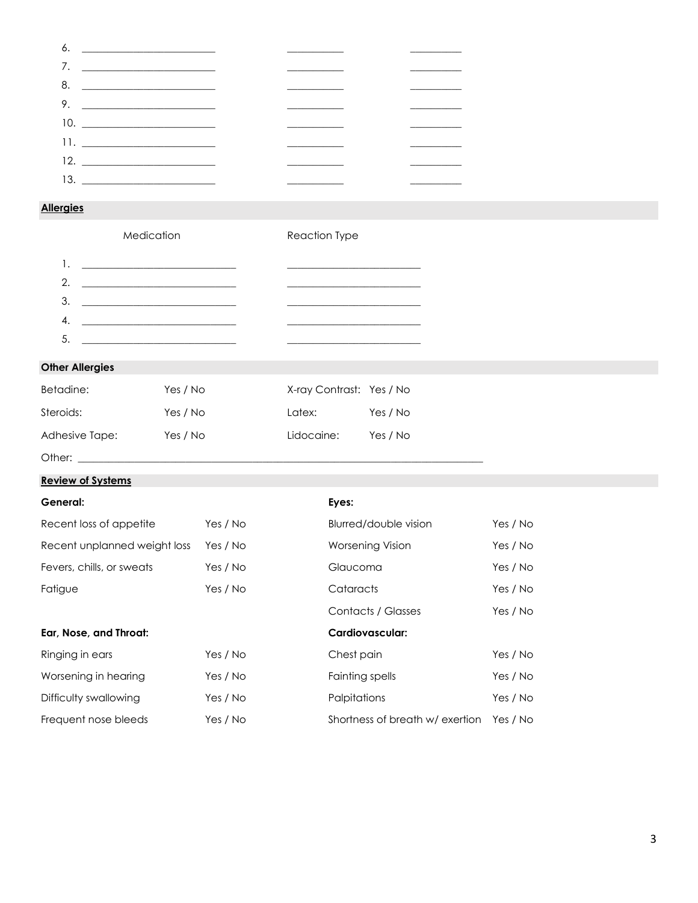6. ________________________ __________ __________
7. ________________________ __________ __________
8. ________________________ __________ __________
9. ________________________ __________ __________
10. ________________________ __________ __________
11. ________________________ __________ __________
12. ________________________ __________ __________
13. ________________________ __________ __________

## Allergies

| | Medication | Reaction Type |
|---|---|---|
| 1. | ____________________________ | ________________________ |
| 2. | ____________________________ | ________________________ |
| 3. | ____________________________ | ________________________ |
| 4. | ____________________________ | ________________________ |
| 5. | ____________________________ | ________________________ |

## Other Allergies

| | | | |
|---|---|---|---|
| Betadine: | Yes / No | X-ray Contrast: | Yes / No |
| Steroids: | Yes / No | Latex: | Yes / No |
| Adhesive Tape: | Yes / No | Lidocaine: | Yes / No |

Other: ____________________________________________________________________________

## Review of Systems

| **General:** | | **Eyes:** | |
|---|---|---|---|
| Recent loss of appetite | Yes / No | Blurred/double vision | Yes / No |
| Recent unplanned weight loss | Yes / No | Worsening Vision | Yes / No |
| Fevers, chills, or sweats | Yes / No | Glaucoma | Yes / No |
| Fatigue | Yes / No | Cataracts | Yes / No |
| | | Contacts / Glasses | Yes / No |
| **Ear, Nose, and Throat:** | | **Cardiovascular:** | |
| Ringing in ears | Yes / No | Chest pain | Yes / No |
| Worsening in hearing | Yes / No | Fainting spells | Yes / No |
| Difficulty swallowing | Yes / No | Palpitations | Yes / No |
| Frequent nose bleeds | Yes / No | Shortness of breath w/ exertion | Yes / No |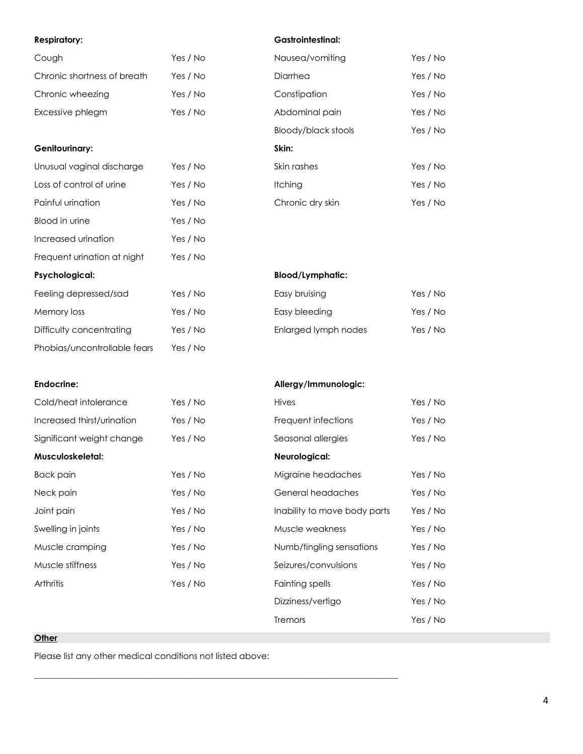**Respiratory:**

| | |
|---|---|
| Cough | Yes / No |
| Chronic shortness of breath | Yes / No |
| Chronic wheezing | Yes / No |
| Excessive phlegm | Yes / No |

**Gastrointestinal:**

| | |
|---|---|
| Nausea/vomiting | Yes / No |
| Diarrhea | Yes / No |
| Constipation | Yes / No |
| Abdominal pain | Yes / No |
| Bloody/black stools | Yes / No |

**Genitourinary:**

| | |
|---|---|
| Unusual vaginal discharge | Yes / No |
| Loss of control of urine | Yes / No |
| Painful urination | Yes / No |
| Blood in urine | Yes / No |
| Increased urination | Yes / No |
| Frequent urination at night | Yes / No |

**Skin:**

| | |
|---|---|
| Skin rashes | Yes / No |
| Itching | Yes / No |
| Chronic dry skin | Yes / No |

**Psychological:**

| | |
|---|---|
| Feeling depressed/sad | Yes / No |
| Memory loss | Yes / No |
| Difficulty concentrating | Yes / No |
| Phobias/uncontrollable fears | Yes / No |

**Blood/Lymphatic:**

| | |
|---|---|
| Easy bruising | Yes / No |
| Easy bleeding | Yes / No |
| Enlarged lymph nodes | Yes / No |

**Endocrine:**

| | |
|---|---|
| Cold/heat intolerance | Yes / No |
| Increased thirst/urination | Yes / No |
| Significant weight change | Yes / No |

**Allergy/Immunologic:**

| | |
|---|---|
| Hives | Yes / No |
| Frequent infections | Yes / No |
| Seasonal allergies | Yes / No |

**Musculoskeletal:**

| | |
|---|---|
| Back pain | Yes / No |
| Neck pain | Yes / No |
| Joint pain | Yes / No |
| Swelling in joints | Yes / No |
| Muscle cramping | Yes / No |
| Muscle stiffness | Yes / No |
| Arthritis | Yes / No |

**Neurological:**

| | |
|---|---|
| Migraine headaches | Yes / No |
| General headaches | Yes / No |
| Inability to move body parts | Yes / No |
| Muscle weakness | Yes / No |
| Numb/tingling sensations | Yes / No |
| Seizures/convulsions | Yes / No |
| Fainting spells | Yes / No |
| Dizziness/vertigo | Yes / No |
| Tremors | Yes / No |

**Other**

Please list any other medical conditions not listed above:

_______________________________________________________________________________